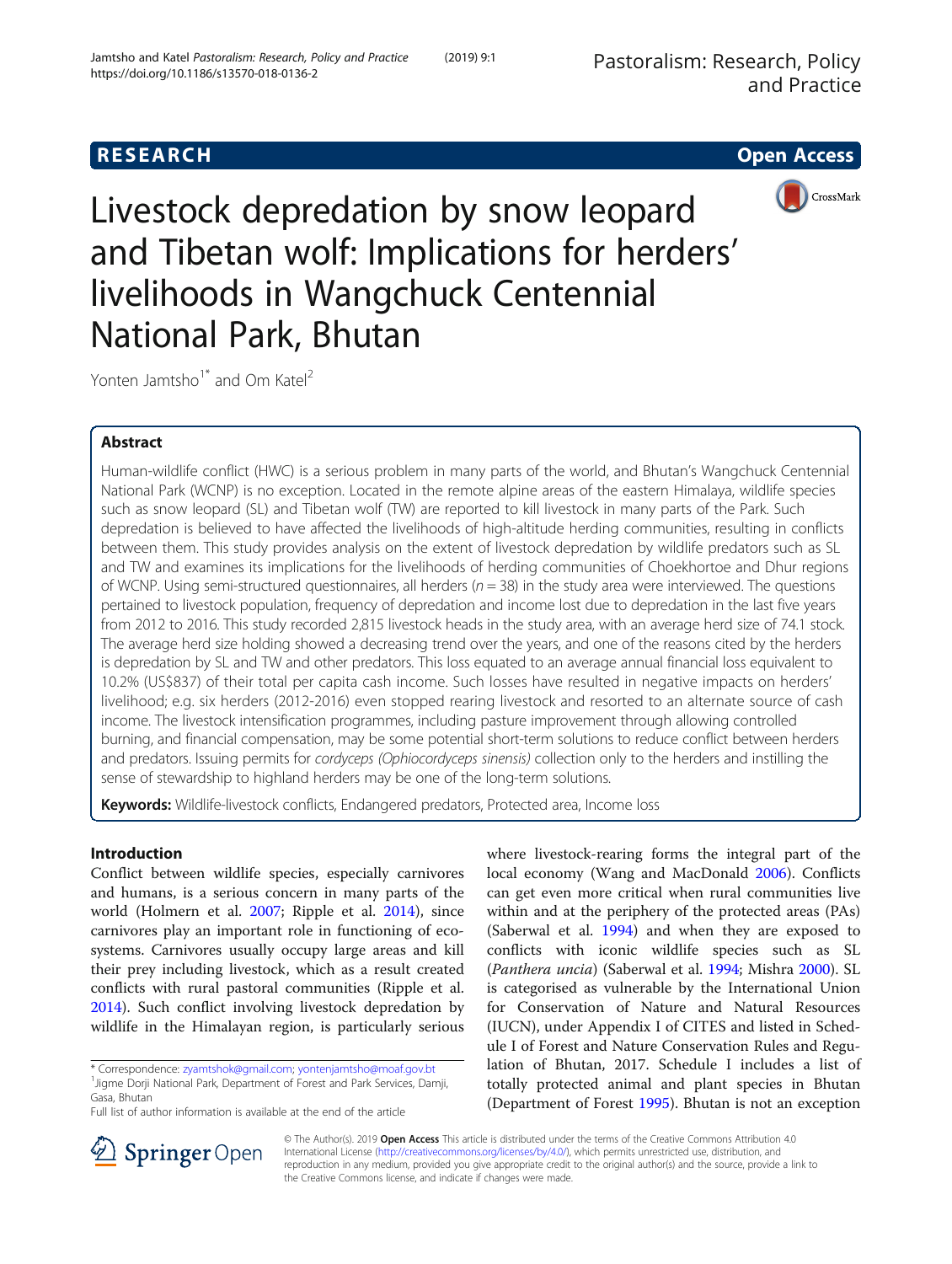RESEARCH Open Access

# Livestock depredation by snow leopard and Tibetan wolf: Implications for herders' livelihoods in Wangchuck Centennial National Park, Bhutan

Yonten Jamtsho[1*] and Om Katel[2]

## Abstract

Human-wildlife conflict (HWC) is a serious problem in many parts of the world, and Bhutan's Wangchuck Centennial National Park (WCNP) is no exception. Located in the remote alpine areas of the eastern Himalaya, wildlife species such as snow leopard (SL) and Tibetan wolf (TW) are reported to kill livestock in many parts of the Park. Such depredation is believed to have affected the livelihoods of high-altitude herding communities, resulting in conflicts between them. This study provides analysis on the extent of livestock depredation by wildlife predators such as SL and TW and examines its implications for the livelihoods of herding communities of Choekhortoe and Dhur regions of WCNP. Using semi-structured questionnaires, all herders ($n$ = 38) in the study area were interviewed. The questions pertained to livestock population, frequency of depredation and income lost due to depredation in the last five years from 2012 to 2016. This study recorded 2,815 livestock heads in the study area, with an average herd size of 74.1 stock. The average herd size holding showed a decreasing trend over the years, and one of the reasons cited by the herders is depredation by SL and TW and other predators. This loss equated to an average annual financial loss equivalent to 10.2% (US$837) of their total per capita cash income. Such losses have resulted in negative impacts on herders' livelihood; e.g. six herders (2012-2016) even stopped rearing livestock and resorted to an alternate source of cash income. The livestock intensification programmes, including pasture improvement through allowing controlled burning, and financial compensation, may be some potential short-term solutions to reduce conflict between herders and predators. Issuing permits for *cordyceps (Ophiocordyceps sinensis)* collection only to the herders and instilling the sense of stewardship to highland herders may be one of the long-term solutions.

**Keywords:** Wildlife-livestock conflicts, Endangered predators, Protected area, Income loss

## Introduction

Conflict between wildlife species, especially carnivores and humans, is a serious concern in many parts of the world (Holmern et al. 2007; Ripple et al. 2014), since carnivores play an important role in functioning of ecosystems. Carnivores usually occupy large areas and kill their prey including livestock, which as a result created conflicts with rural pastoral communities (Ripple et al. 2014). Such conflict involving livestock depredation by wildlife in the Himalayan region, is particularly serious where livestock-rearing forms the integral part of the local economy (Wang and MacDonald 2006). Conflicts can get even more critical when rural communities live within and at the periphery of the protected areas (PAs) (Saberwal et al. 1994) and when they are exposed to conflicts with iconic wildlife species such as SL (*Panthera uncia*) (Saberwal et al. 1994; Mishra 2000). SL is categorised as vulnerable by the International Union for Conservation of Nature and Natural Resources (IUCN), under Appendix I of CITES and listed in Schedule I of Forest and Nature Conservation Rules and Regulation of Bhutan, 2017. Schedule I includes a list of totally protected animal and plant species in Bhutan (Department of Forest 1995). Bhutan is not an exception

\* Correspondence: zyamtshok@gmail.com; yontenjamtsho@moaf.gov.bt
[1]Jigme Dorji National Park, Department of Forest and Park Services, Damji, Gasa, Bhutan
Full list of author information is available at the end of the article

© The Author(s). 2019 **Open Access** This article is distributed under the terms of the Creative Commons Attribution 4.0 International License (http://creativecommons.org/licenses/by/4.0/), which permits unrestricted use, distribution, and reproduction in any medium, provided you give appropriate credit to the original author(s) and the source, provide a link to the Creative Commons license, and indicate if changes were made.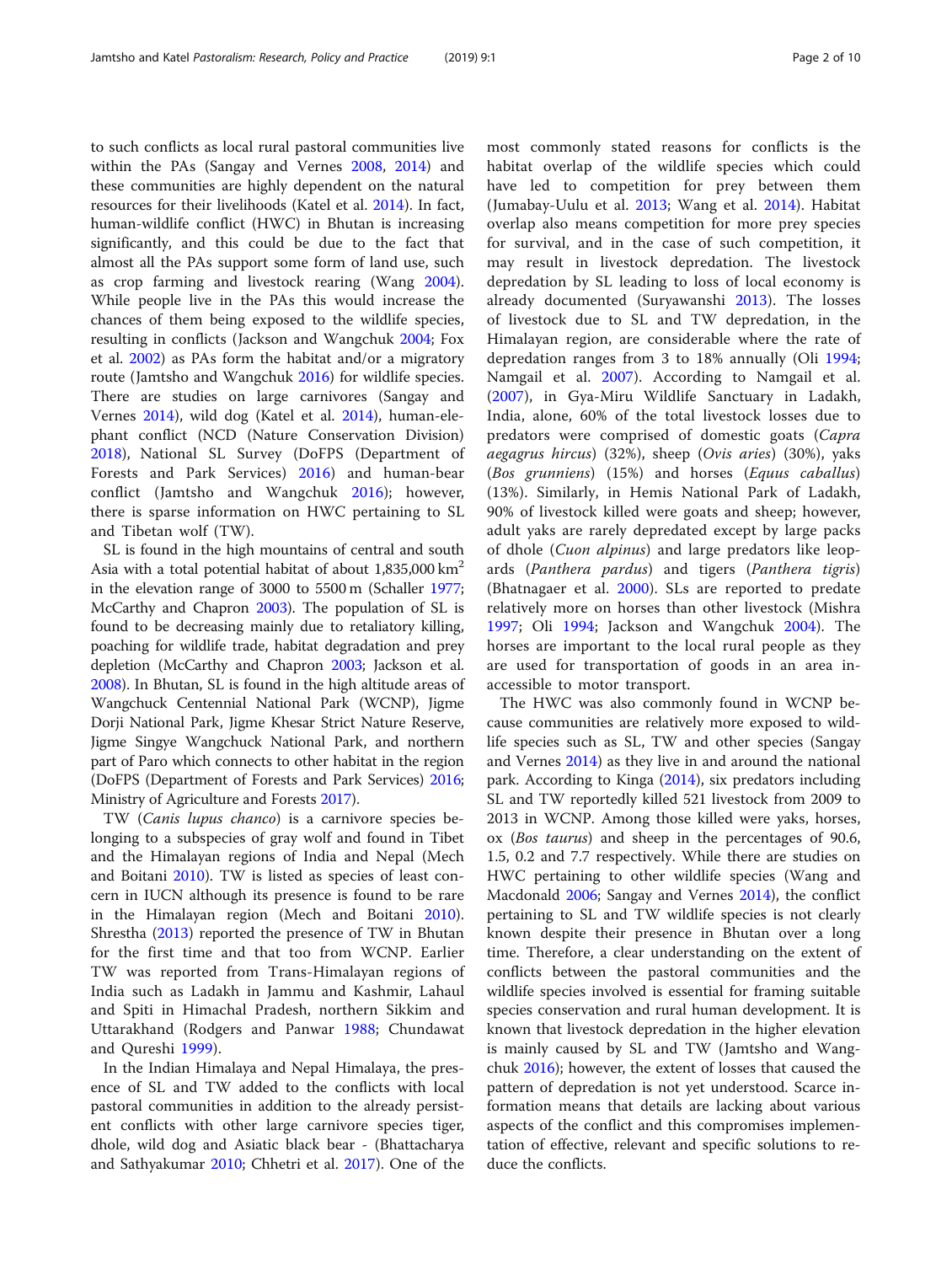to such conflicts as local rural pastoral communities live within the PAs (Sangay and Vernes 2008, 2014) and these communities are highly dependent on the natural resources for their livelihoods (Katel et al. 2014). In fact, human-wildlife conflict (HWC) in Bhutan is increasing significantly, and this could be due to the fact that almost all the PAs support some form of land use, such as crop farming and livestock rearing (Wang 2004). While people live in the PAs this would increase the chances of them being exposed to the wildlife species, resulting in conflicts (Jackson and Wangchuk 2004; Fox et al. 2002) as PAs form the habitat and/or a migratory route (Jamtsho and Wangchuk 2016) for wildlife species. There are studies on large carnivores (Sangay and Vernes 2014), wild dog (Katel et al. 2014), human-elephant conflict (NCD (Nature Conservation Division) 2018), National SL Survey (DoFPS (Department of Forests and Park Services) 2016) and human-bear conflict (Jamtsho and Wangchuk 2016); however, there is sparse information on HWC pertaining to SL and Tibetan wolf (TW).

SL is found in the high mountains of central and south Asia with a total potential habitat of about 1,835,000 km$^2$ in the elevation range of 3000 to 5500 m (Schaller 1977; McCarthy and Chapron 2003). The population of SL is found to be decreasing mainly due to retaliatory killing, poaching for wildlife trade, habitat degradation and prey depletion (McCarthy and Chapron 2003; Jackson et al. 2008). In Bhutan, SL is found in the high altitude areas of Wangchuck Centennial National Park (WCNP), Jigme Dorji National Park, Jigme Khesar Strict Nature Reserve, Jigme Singye Wangchuck National Park, and northern part of Paro which connects to other habitat in the region (DoFPS (Department of Forests and Park Services) 2016; Ministry of Agriculture and Forests 2017).

TW (*Canis lupus chanco*) is a carnivore species belonging to a subspecies of gray wolf and found in Tibet and the Himalayan regions of India and Nepal (Mech and Boitani 2010). TW is listed as species of least concern in IUCN although its presence is found to be rare in the Himalayan region (Mech and Boitani 2010). Shrestha (2013) reported the presence of TW in Bhutan for the first time and that too from WCNP. Earlier TW was reported from Trans-Himalayan regions of India such as Ladakh in Jammu and Kashmir, Lahaul and Spiti in Himachal Pradesh, northern Sikkim and Uttarakhand (Rodgers and Panwar 1988; Chundawat and Qureshi 1999).

In the Indian Himalaya and Nepal Himalaya, the presence of SL and TW added to the conflicts with local pastoral communities in addition to the already persistent conflicts with other large carnivore species tiger, dhole, wild dog and Asiatic black bear - (Bhattacharya and Sathyakumar 2010; Chhetri et al. 2017). One of the most commonly stated reasons for conflicts is the habitat overlap of the wildlife species which could have led to competition for prey between them (Jumabay-Uulu et al. 2013; Wang et al. 2014). Habitat overlap also means competition for more prey species for survival, and in the case of such competition, it may result in livestock depredation. The livestock depredation by SL leading to loss of local economy is already documented (Suryawanshi 2013). The losses of livestock due to SL and TW depredation, in the Himalayan region, are considerable where the rate of depredation ranges from 3 to 18% annually (Oli 1994; Namgail et al. 2007). According to Namgail et al. (2007), in Gya-Miru Wildlife Sanctuary in Ladakh, India, alone, 60% of the total livestock losses due to predators were comprised of domestic goats (*Capra aegagrus hircus*) (32%), sheep (*Ovis aries*) (30%), yaks (*Bos grunniens*) (15%) and horses (*Equus caballus*) (13%). Similarly, in Hemis National Park of Ladakh, 90% of livestock killed were goats and sheep; however, adult yaks are rarely depredated except by large packs of dhole (*Cuon alpinus*) and large predators like leopards (*Panthera pardus*) and tigers (*Panthera tigris*) (Bhatnagaer et al. 2000). SLs are reported to predate relatively more on horses than other livestock (Mishra 1997; Oli 1994; Jackson and Wangchuk 2004). The horses are important to the local rural people as they are used for transportation of goods in an area inaccessible to motor transport.

The HWC was also commonly found in WCNP because communities are relatively more exposed to wildlife species such as SL, TW and other species (Sangay and Vernes 2014) as they live in and around the national park. According to Kinga (2014), six predators including SL and TW reportedly killed 521 livestock from 2009 to 2013 in WCNP. Among those killed were yaks, horses, ox (*Bos taurus*) and sheep in the percentages of 90.6, 1.5, 0.2 and 7.7 respectively. While there are studies on HWC pertaining to other wildlife species (Wang and Macdonald 2006; Sangay and Vernes 2014), the conflict pertaining to SL and TW wildlife species is not clearly known despite their presence in Bhutan over a long time. Therefore, a clear understanding on the extent of conflicts between the pastoral communities and the wildlife species involved is essential for framing suitable species conservation and rural human development. It is known that livestock depredation in the higher elevation is mainly caused by SL and TW (Jamtsho and Wangchuk 2016); however, the extent of losses that caused the pattern of depredation is not yet understood. Scarce information means that details are lacking about various aspects of the conflict and this compromises implementation of effective, relevant and specific solutions to reduce the conflicts.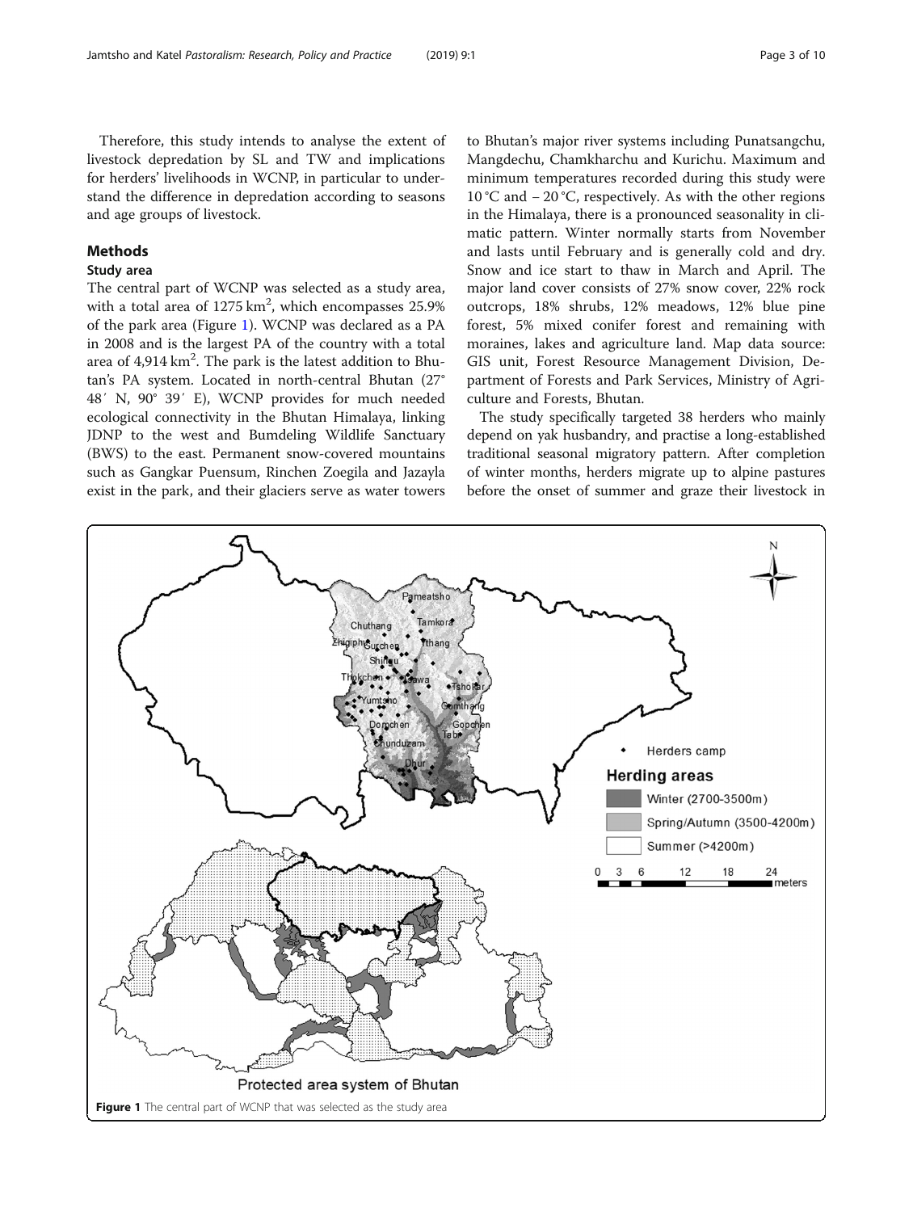Therefore, this study intends to analyse the extent of livestock depredation by SL and TW and implications for herders' livelihoods in WCNP, in particular to understand the difference in depredation according to seasons and age groups of livestock.

## Methods

### Study area

The central part of WCNP was selected as a study area, with a total area of 1275 km$^2$, which encompasses 25.9% of the park area (Figure 1). WCNP was declared as a PA in 2008 and is the largest PA of the country with a total area of 4,914 km$^2$. The park is the latest addition to Bhutan's PA system. Located in north-central Bhutan (27° 48′ N, 90° 39′ E), WCNP provides for much needed ecological connectivity in the Bhutan Himalaya, linking JDNP to the west and Bumdeling Wildlife Sanctuary (BWS) to the east. Permanent snow-covered mountains such as Gangkar Puensum, Rinchen Zoegila and Jazayla exist in the park, and their glaciers serve as water towers to Bhutan's major river systems including Punatsangchu, Mangdechu, Chamkharchu and Kurichu. Maximum and minimum temperatures recorded during this study were 10 °C and − 20 °C, respectively. As with the other regions in the Himalaya, there is a pronounced seasonality in climatic pattern. Winter normally starts from November and lasts until February and is generally cold and dry. Snow and ice start to thaw in March and April. The major land cover consists of 27% snow cover, 22% rock outcrops, 18% shrubs, 12% meadows, 12% blue pine forest, 5% mixed conifer forest and remaining with moraines, lakes and agriculture land. Map data source: GIS unit, Forest Resource Management Division, Department of Forests and Park Services, Ministry of Agriculture and Forests, Bhutan.

The study specifically targeted 38 herders who mainly depend on yak husbandry, and practise a long-established traditional seasonal migratory pattern. After completion of winter months, herders migrate up to alpine pastures before the onset of summer and graze their livestock in

**Figure 1** The central part of WCNP that was selected as the study area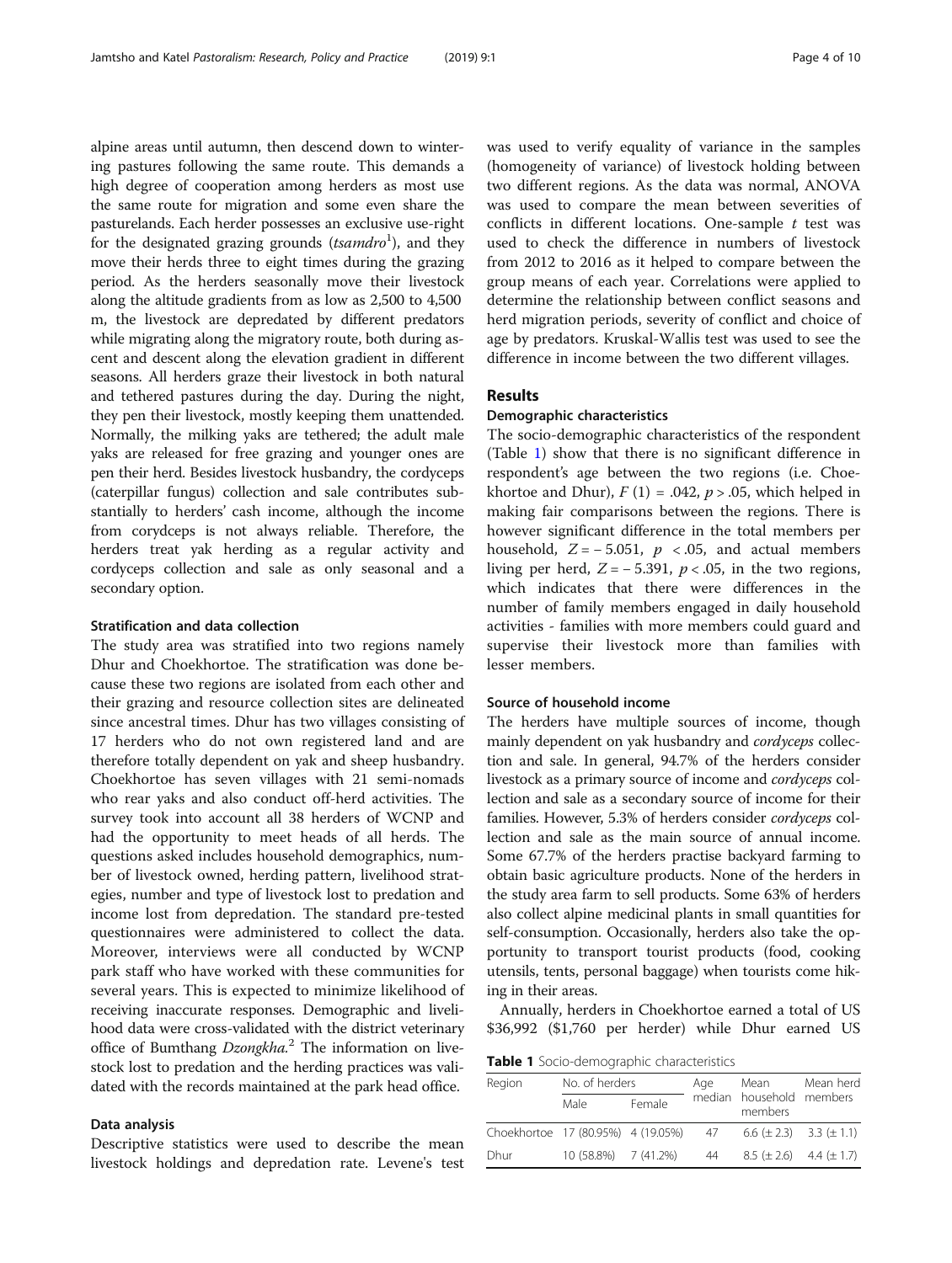alpine areas until autumn, then descend down to wintering pastures following the same route. This demands a high degree of cooperation among herders as most use the same route for migration and some even share the pasturelands. Each herder possesses an exclusive use-right for the designated grazing grounds (*tsamdro*[1]), and they move their herds three to eight times during the grazing period. As the herders seasonally move their livestock along the altitude gradients from as low as 2,500 to 4,500 m, the livestock are depredated by different predators while migrating along the migratory route, both during ascent and descent along the elevation gradient in different seasons. All herders graze their livestock in both natural and tethered pastures during the day. During the night, they pen their livestock, mostly keeping them unattended. Normally, the milking yaks are tethered; the adult male yaks are released for free grazing and younger ones are pen their herd. Besides livestock husbandry, the cordyceps (caterpillar fungus) collection and sale contributes substantially to herders' cash income, although the income from corydceps is not always reliable. Therefore, the herders treat yak herding as a regular activity and cordyceps collection and sale as only seasonal and a secondary option.

### Stratification and data collection

The study area was stratified into two regions namely Dhur and Choekhortoe. The stratification was done because these two regions are isolated from each other and their grazing and resource collection sites are delineated since ancestral times. Dhur has two villages consisting of 17 herders who do not own registered land and are therefore totally dependent on yak and sheep husbandry. Choekhortoe has seven villages with 21 semi-nomads who rear yaks and also conduct off-herd activities. The survey took into account all 38 herders of WCNP and had the opportunity to meet heads of all herds. The questions asked includes household demographics, number of livestock owned, herding pattern, livelihood strategies, number and type of livestock lost to predation and income lost from depredation. The standard pre-tested questionnaires were administered to collect the data. Moreover, interviews were all conducted by WCNP park staff who have worked with these communities for several years. This is expected to minimize likelihood of receiving inaccurate responses. Demographic and livelihood data were cross-validated with the district veterinary office of Bumthang *Dzongkha.*[2] The information on livestock lost to predation and the herding practices was validated with the records maintained at the park head office.

### Data analysis

Descriptive statistics were used to describe the mean livestock holdings and depredation rate. Levene's test was used to verify equality of variance in the samples (homogeneity of variance) of livestock holding between two different regions. As the data was normal, ANOVA was used to compare the mean between severities of conflicts in different locations. One-sample $t$ test was used to check the difference in numbers of livestock from 2012 to 2016 as it helped to compare between the group means of each year. Correlations were applied to determine the relationship between conflict seasons and herd migration periods, severity of conflict and choice of age by predators. Kruskal-Wallis test was used to see the difference in income between the two different villages.

## Results

### Demographic characteristics

The socio-demographic characteristics of the respondent (Table 1) show that there is no significant difference in respondent's age between the two regions (i.e. Choekhortoe and Dhur), $F(1) = .042$, $p > .05$, which helped in making fair comparisons between the regions. There is however significant difference in the total members per household, $Z = -5.051$, $p < .05$, and actual members living per herd, $Z = -5.391$, $p < .05$, in the two regions, which indicates that there were differences in the number of family members engaged in daily household activities - families with more members could guard and supervise their livestock more than families with lesser members.

### Source of household income

The herders have multiple sources of income, though mainly dependent on yak husbandry and *cordyceps* collection and sale. In general, 94.7% of the herders consider livestock as a primary source of income and *cordyceps* collection and sale as a secondary source of income for their families. However, 5.3% of herders consider *cordyceps* collection and sale as the main source of annual income. Some 67.7% of the herders practise backyard farming to obtain basic agriculture products. None of the herders in the study area farm to sell products. Some 63% of herders also collect alpine medicinal plants in small quantities for self-consumption. Occasionally, herders also take the opportunity to transport tourist products (food, cooking utensils, tents, personal baggage) when tourists come hiking in their areas.

Annually, herders in Choekhortoe earned a total of US $36,992 ($1,760 per herder) while Dhur earned US

**Table 1** Socio-demographic characteristics

| Region | No. of herders | | Age median | Mean household members | Mean herd members |
|---|---|---|---|---|---|
| | Male | Female | | | |
| Choekhortoe | 17 (80.95%) | 4 (19.05%) | 47 | 6.6 (± 2.3) | 3.3 (± 1.1) |
| Dhur | 10 (58.8%) | 7 (41.2%) | 44 | 8.5 (± 2.6) | 4.4 (± 1.7) |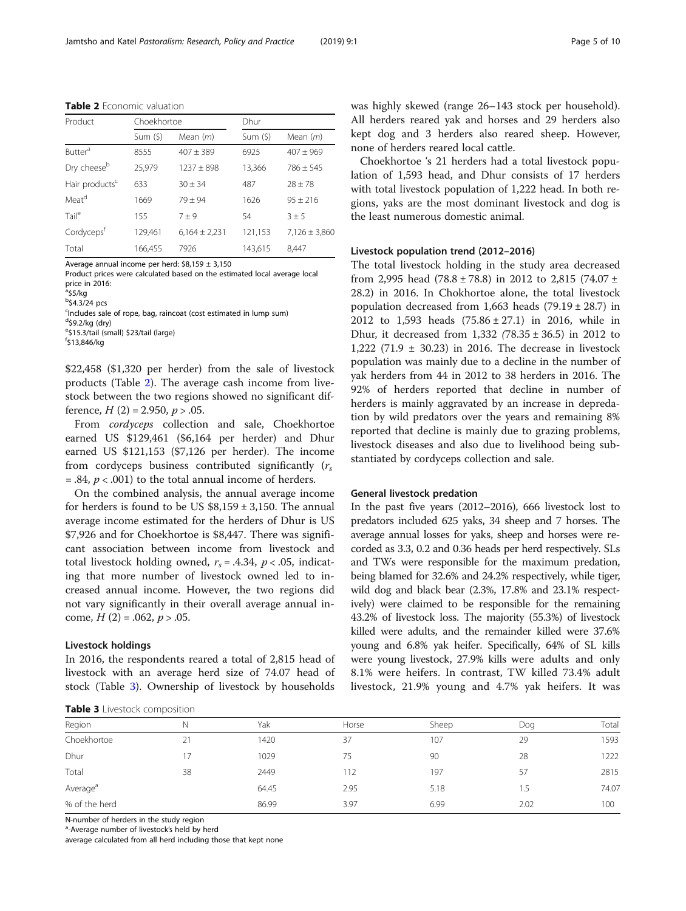**Table 2** Economic valuation

| Product | Choekhortoe | | Dhur | |
|---|---|---|---|---|
| | Sum ($) | Mean (*m*) | Sum ($) | Mean (*m*) |
| Butter[a] | 8555 | 407 ± 389 | 6925 | 407 ± 969 |
| Dry cheese[b] | 25,979 | 1237 ± 898 | 13,366 | 786 ± 545 |
| Hair products[c] | 633 | 30 ± 34 | 487 | 28 ± 78 |
| Meat[d] | 1669 | 79 ± 94 | 1626 | 95 ± 216 |
| Tail[e] | 155 | 7 ± 9 | 54 | 3 ± 5 |
| Cordyceps[f] | 129,461 | 6,164 ± 2,231 | 121,153 | 7,126 ± 3,860 |
| Total | 166,455 | 7926 | 143,615 | 8,447 |

Average annual income per herd: $8,159 ± 3,150
Product prices were calculated based on the estimated local average local price in 2016:
[a]$5/kg
[b]$4.3/24 pcs
[c]Includes sale of rope, bag, raincoat (cost estimated in lump sum)
[d]$9.2/kg (dry)
[e]$15.3/tail (small) $23/tail (large)
[f]$13,846/kg

$22,458 ($1,320 per herder) from the sale of livestock products (Table 2). The average cash income from livestock between the two regions showed no significant difference, $H$ (2) = 2.950, $p > .05$.

From *cordyceps* collection and sale, Choekhortoe earned US $129,461 ($6,164 per herder) and Dhur earned US $121,153 ($7,126 per herder). The income from cordyceps business contributed significantly ($r_s$ = .84, $p < .001$) to the total annual income of herders.

On the combined analysis, the annual average income for herders is found to be US $8,159 ± 3,150. The annual average income estimated for the herders of Dhur is US $7,926 and for Choekhortoe is $8,447. There was significant association between income from livestock and total livestock holding owned, $r_s$ = .4.34, $p < .05$, indicating that more number of livestock owned led to increased annual income. However, the two regions did not vary significantly in their overall average annual income, $H$ (2) = .062, $p > .05$.

### Livestock holdings

In 2016, the respondents reared a total of 2,815 head of livestock with an average herd size of 74.07 head of stock (Table 3). Ownership of livestock by households was highly skewed (range 26–143 stock per household). All herders reared yak and horses and 29 herders also kept dog and 3 herders also reared sheep. However, none of herders reared local cattle.

Choekhortoe 's 21 herders had a total livestock population of 1,593 head, and Dhur consists of 17 herders with total livestock population of 1,222 head. In both regions, yaks are the most dominant livestock and dog is the least numerous domestic animal.

### Livestock population trend (2012–2016)

The total livestock holding in the study area decreased from 2,995 head (78.8 ± 78.8) in 2012 to 2,815 (74.07 ± 28.2) in 2016. In Chokhortoe alone, the total livestock population decreased from 1,663 heads (79.19 ± 28.7) in 2012 to 1,593 heads (75.86 ± 27.1) in 2016, while in Dhur, it decreased from 1,332 *(*78.35 ± 36.5) in 2012 to 1,222 (71.9 ± 30.23) in 2016. The decrease in livestock population was mainly due to a decline in the number of yak herders from 44 in 2012 to 38 herders in 2016. The 92% of herders reported that decline in number of herders is mainly aggravated by an increase in depredation by wild predators over the years and remaining 8% reported that decline is mainly due to grazing problems, livestock diseases and also due to livelihood being substantiated by cordyceps collection and sale.

### General livestock predation

In the past five years (2012–2016), 666 livestock lost to predators included 625 yaks, 34 sheep and 7 horses. The average annual losses for yaks, sheep and horses were recorded as 3.3, 0.2 and 0.36 heads per herd respectively. SLs and TWs were responsible for the maximum predation, being blamed for 32.6% and 24.2% respectively, while tiger, wild dog and black bear (2.3%, 17.8% and 23.1% respectively) were claimed to be responsible for the remaining 43.2% of livestock loss. The majority (55.3%) of livestock killed were adults, and the remainder killed were 37.6% young and 6.8% yak heifer. Specifically, 64% of SL kills were young livestock, 27.9% kills were adults and only 8.1% were heifers. In contrast, TW killed 73.4% adult livestock, 21.9% young and 4.7% yak heifers. It was

**Table 3** Livestock composition

| Region | N | Yak | Horse | Sheep | Dog | Total |
|---|---|---|---|---|---|---|
| Choekhortoe | 21 | 1420 | 37 | 107 | 29 | 1593 |
| Dhur | 17 | 1029 | 75 | 90 | 28 | 1222 |
| Total | 38 | 2449 | 112 | 197 | 57 | 2815 |
| Average[a] | | 64.45 | 2.95 | 5.18 | 1.5 | 74.07 |
| % of the herd | | 86.99 | 3.97 | 6.99 | 2.02 | 100 |

N-number of herders in the study region
[a]-Average number of livestock's held by herd
average calculated from all herd including those that kept none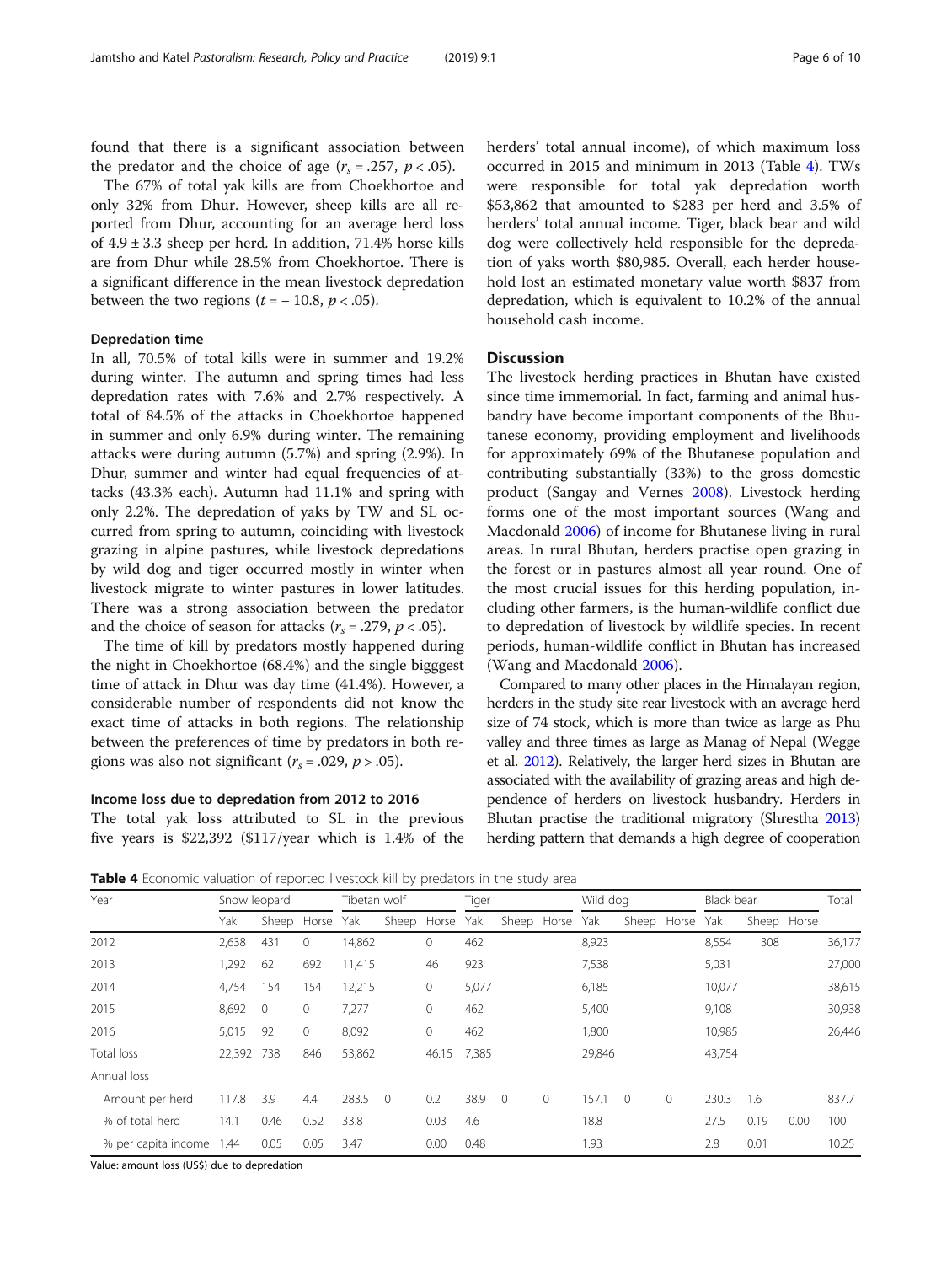found that there is a significant association between the predator and the choice of age ($r_s = .257$, $p < .05$).

The 67% of total yak kills are from Choekhortoe and only 32% from Dhur. However, sheep kills are all reported from Dhur, accounting for an average herd loss of $4.9 \pm 3.3$ sheep per herd. In addition, 71.4% horse kills are from Dhur while 28.5% from Choekhortoe. There is a significant difference in the mean livestock depredation between the two regions ($t = -10.8$, $p < .05$).

### Depredation time

In all, 70.5% of total kills were in summer and 19.2% during winter. The autumn and spring times had less depredation rates with 7.6% and 2.7% respectively. A total of 84.5% of the attacks in Choekhortoe happened in summer and only 6.9% during winter. The remaining attacks were during autumn (5.7%) and spring (2.9%). In Dhur, summer and winter had equal frequencies of attacks (43.3% each). Autumn had 11.1% and spring with only 2.2%. The depredation of yaks by TW and SL occurred from spring to autumn, coinciding with livestock grazing in alpine pastures, while livestock depredations by wild dog and tiger occurred mostly in winter when livestock migrate to winter pastures in lower latitudes. There was a strong association between the predator and the choice of season for attacks ($r_s = .279$, $p < .05$).

The time of kill by predators mostly happened during the night in Choekhortoe (68.4%) and the single bigggest time of attack in Dhur was day time (41.4%). However, a considerable number of respondents did not know the exact time of attacks in both regions. The relationship between the preferences of time by predators in both regions was also not significant ($r_s = .029$, $p > .05$).

### Income loss due to depredation from 2012 to 2016

The total yak loss attributed to SL in the previous five years is \$22,392 (\$117/year which is 1.4% of the herders' total annual income), of which maximum loss occurred in 2015 and minimum in 2013 (Table 4). TWs were responsible for total yak depredation worth \$53,862 that amounted to \$283 per herd and 3.5% of herders' total annual income. Tiger, black bear and wild dog were collectively held responsible for the depredation of yaks worth \$80,985. Overall, each herder household lost an estimated monetary value worth \$837 from depredation, which is equivalent to 10.2% of the annual household cash income.

## Discussion

The livestock herding practices in Bhutan have existed since time immemorial. In fact, farming and animal husbandry have become important components of the Bhutanese economy, providing employment and livelihoods for approximately 69% of the Bhutanese population and contributing substantially (33%) to the gross domestic product (Sangay and Vernes 2008). Livestock herding forms one of the most important sources (Wang and Macdonald 2006) of income for Bhutanese living in rural areas. In rural Bhutan, herders practise open grazing in the forest or in pastures almost all year round. One of the most crucial issues for this herding population, including other farmers, is the human-wildlife conflict due to depredation of livestock by wildlife species. In recent periods, human-wildlife conflict in Bhutan has increased (Wang and Macdonald 2006).

Compared to many other places in the Himalayan region, herders in the study site rear livestock with an average herd size of 74 stock, which is more than twice as large as Phu valley and three times as large as Manag of Nepal (Wegge et al. 2012). Relatively, the larger herd sizes in Bhutan are associated with the availability of grazing areas and high dependence of herders on livestock husbandry. Herders in Bhutan practise the traditional migratory (Shrestha 2013) herding pattern that demands a high degree of cooperation

**Table 4** Economic valuation of reported livestock kill by predators in the study area

| Year | Snow leopard | | | Tibetan wolf | | | Tiger | | | Wild dog | | | Black bear | | | Total |
|---|---|---|---|---|---|---|---|---|---|---|---|---|---|---|---|---|
| | Yak | Sheep | Horse | Yak | Sheep | Horse | Yak | Sheep | Horse | Yak | Sheep | Horse | Yak | Sheep | Horse | |
| 2012 | 2,638 | 431 | 0 | 14,862 | | 0 | 462 | | | 8,923 | | | 8,554 | 308 | | 36,177 |
| 2013 | 1,292 | 62 | 692 | 11,415 | | 46 | 923 | | | 7,538 | | | 5,031 | | | 27,000 |
| 2014 | 4,754 | 154 | 154 | 12,215 | | 0 | 5,077 | | | 6,185 | | | 10,077 | | | 38,615 |
| 2015 | 8,692 | 0 | 0 | 7,277 | | 0 | 462 | | | 5,400 | | | 9,108 | | | 30,938 |
| 2016 | 5,015 | 92 | 0 | 8,092 | | 0 | 462 | | | 1,800 | | | 10,985 | | | 26,446 |
| Total loss | 22,392 | 738 | 846 | 53,862 | | 46.15 | 7,385 | | | 29,846 | | | 43,754 | | | |
| Annual loss | | | | | | | | | | | | | | | | |
| Amount per herd | 117.8 | 3.9 | 4.4 | 283.5 | 0 | 0.2 | 38.9 | 0 | 0 | 157.1 | 0 | 0 | 230.3 | 1.6 | | 837.7 |
| % of total herd | 14.1 | 0.46 | 0.52 | 33.8 | | 0.03 | 4.6 | | | 18.8 | | | 27.5 | 0.19 | 0.00 | 100 |
| % per capita income | 1.44 | 0.05 | 0.05 | 3.47 | | 0.00 | 0.48 | | | 1.93 | | | 2.8 | 0.01 | | 10.25 |

Value: amount loss (US\$) due to depredation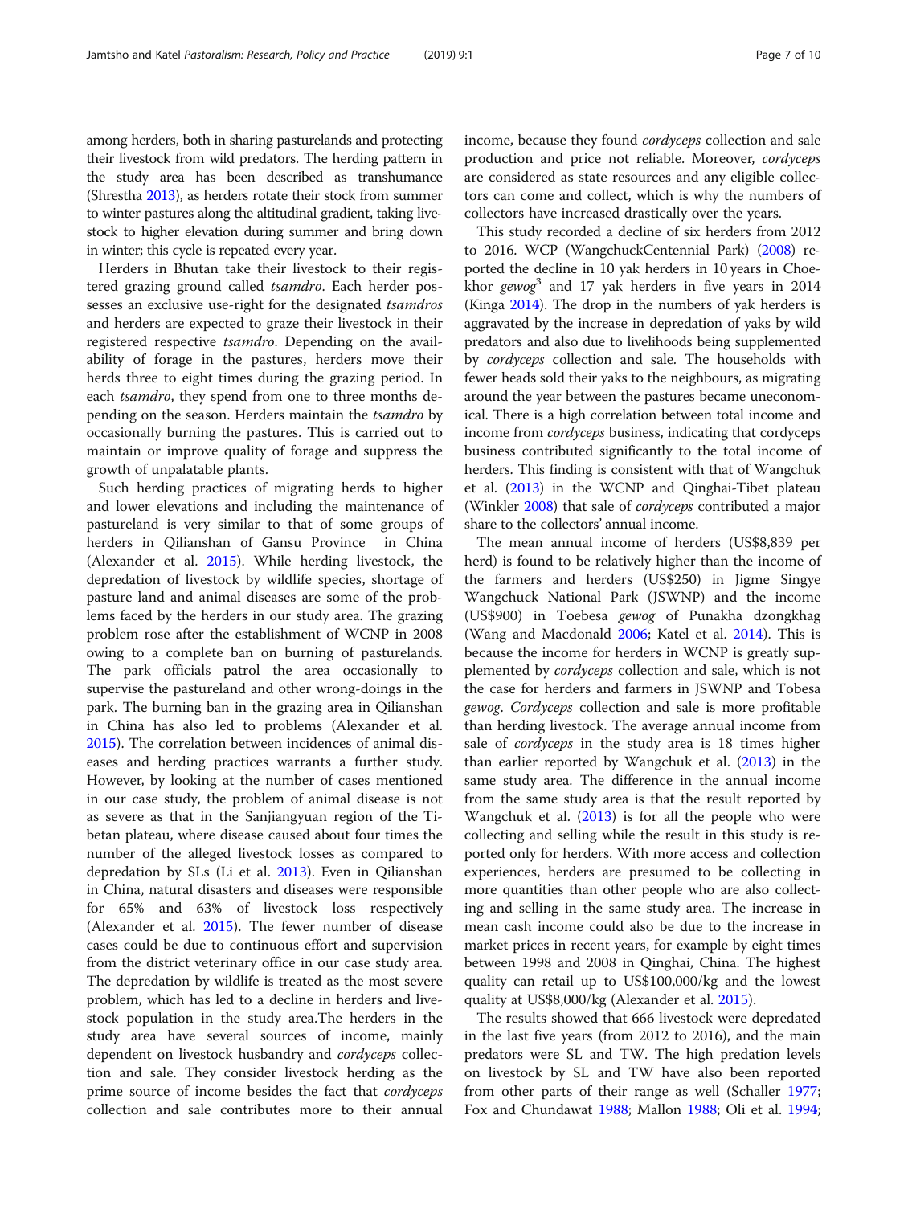among herders, both in sharing pasturelands and protecting their livestock from wild predators. The herding pattern in the study area has been described as transhumance (Shrestha 2013), as herders rotate their stock from summer to winter pastures along the altitudinal gradient, taking livestock to higher elevation during summer and bring down in winter; this cycle is repeated every year.

Herders in Bhutan take their livestock to their registered grazing ground called *tsamdro*. Each herder possesses an exclusive use-right for the designated *tsamdros* and herders are expected to graze their livestock in their registered respective *tsamdro*. Depending on the availability of forage in the pastures, herders move their herds three to eight times during the grazing period. In each *tsamdro*, they spend from one to three months depending on the season. Herders maintain the *tsamdro* by occasionally burning the pastures. This is carried out to maintain or improve quality of forage and suppress the growth of unpalatable plants.

Such herding practices of migrating herds to higher and lower elevations and including the maintenance of pastureland is very similar to that of some groups of herders in Qilianshan of Gansu Province in China (Alexander et al. 2015). While herding livestock, the depredation of livestock by wildlife species, shortage of pasture land and animal diseases are some of the problems faced by the herders in our study area. The grazing problem rose after the establishment of WCNP in 2008 owing to a complete ban on burning of pasturelands. The park officials patrol the area occasionally to supervise the pastureland and other wrong-doings in the park. The burning ban in the grazing area in Qilianshan in China has also led to problems (Alexander et al. 2015). The correlation between incidences of animal diseases and herding practices warrants a further study. However, by looking at the number of cases mentioned in our case study, the problem of animal disease is not as severe as that in the Sanjiangyuan region of the Tibetan plateau, where disease caused about four times the number of the alleged livestock losses as compared to depredation by SLs (Li et al. 2013). Even in Qilianshan in China, natural disasters and diseases were responsible for 65% and 63% of livestock loss respectively (Alexander et al. 2015). The fewer number of disease cases could be due to continuous effort and supervision from the district veterinary office in our case study area. The depredation by wildlife is treated as the most severe problem, which has led to a decline in herders and livestock population in the study area.The herders in the study area have several sources of income, mainly dependent on livestock husbandry and *cordyceps* collection and sale. They consider livestock herding as the prime source of income besides the fact that *cordyceps* collection and sale contributes more to their annual income, because they found *cordyceps* collection and sale production and price not reliable. Moreover, *cordyceps* are considered as state resources and any eligible collectors can come and collect, which is why the numbers of collectors have increased drastically over the years.

This study recorded a decline of six herders from 2012 to 2016. WCP (WangchuckCentennial Park) (2008) reported the decline in 10 yak herders in 10 years in Choekhor *gewog*[3] and 17 yak herders in five years in 2014 (Kinga 2014). The drop in the numbers of yak herders is aggravated by the increase in depredation of yaks by wild predators and also due to livelihoods being supplemented by *cordyceps* collection and sale. The households with fewer heads sold their yaks to the neighbours, as migrating around the year between the pastures became uneconomical. There is a high correlation between total income and income from *cordyceps* business, indicating that cordyceps business contributed significantly to the total income of herders. This finding is consistent with that of Wangchuk et al. (2013) in the WCNP and Qinghai-Tibet plateau (Winkler 2008) that sale of *cordyceps* contributed a major share to the collectors' annual income.

The mean annual income of herders (US$8,839 per herd) is found to be relatively higher than the income of the farmers and herders (US$250) in Jigme Singye Wangchuck National Park (JSWNP) and the income (US$900) in Toebesa *gewog* of Punakha dzongkhag (Wang and Macdonald 2006; Katel et al. 2014). This is because the income for herders in WCNP is greatly supplemented by *cordyceps* collection and sale, which is not the case for herders and farmers in JSWNP and Tobesa *gewog*. *Cordyceps* collection and sale is more profitable than herding livestock. The average annual income from sale of *cordyceps* in the study area is 18 times higher than earlier reported by Wangchuk et al. (2013) in the same study area. The difference in the annual income from the same study area is that the result reported by Wangchuk et al. (2013) is for all the people who were collecting and selling while the result in this study is reported only for herders. With more access and collection experiences, herders are presumed to be collecting in more quantities than other people who are also collecting and selling in the same study area. The increase in mean cash income could also be due to the increase in market prices in recent years, for example by eight times between 1998 and 2008 in Qinghai, China. The highest quality can retail up to US$100,000/kg and the lowest quality at US$8,000/kg (Alexander et al. 2015).

The results showed that 666 livestock were depredated in the last five years (from 2012 to 2016), and the main predators were SL and TW. The high predation levels on livestock by SL and TW have also been reported from other parts of their range as well (Schaller 1977; Fox and Chundawat 1988; Mallon 1988; Oli et al. 1994;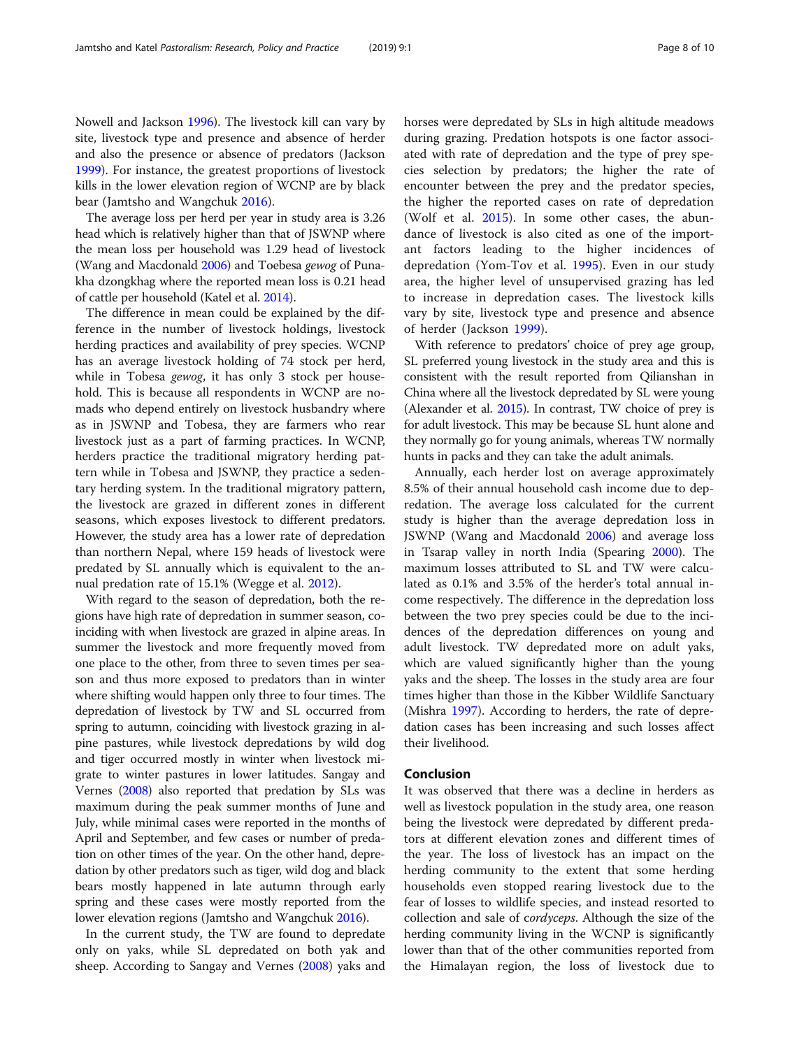Nowell and Jackson 1996). The livestock kill can vary by site, livestock type and presence and absence of herder and also the presence or absence of predators (Jackson 1999). For instance, the greatest proportions of livestock kills in the lower elevation region of WCNP are by black bear (Jamtsho and Wangchuk 2016).

The average loss per herd per year in study area is 3.26 head which is relatively higher than that of JSWNP where the mean loss per household was 1.29 head of livestock (Wang and Macdonald 2006) and Toebesa *gewog* of Punakha dzongkhag where the reported mean loss is 0.21 head of cattle per household (Katel et al. 2014).

The difference in mean could be explained by the difference in the number of livestock holdings, livestock herding practices and availability of prey species. WCNP has an average livestock holding of 74 stock per herd, while in Tobesa *gewog*, it has only 3 stock per household. This is because all respondents in WCNP are nomads who depend entirely on livestock husbandry where as in JSWNP and Tobesa, they are farmers who rear livestock just as a part of farming practices. In WCNP, herders practice the traditional migratory herding pattern while in Tobesa and JSWNP, they practice a sedentary herding system. In the traditional migratory pattern, the livestock are grazed in different zones in different seasons, which exposes livestock to different predators. However, the study area has a lower rate of depredation than northern Nepal, where 159 heads of livestock were predated by SL annually which is equivalent to the annual predation rate of 15.1% (Wegge et al. 2012).

With regard to the season of depredation, both the regions have high rate of depredation in summer season, coinciding with when livestock are grazed in alpine areas. In summer the livestock and more frequently moved from one place to the other, from three to seven times per season and thus more exposed to predators than in winter where shifting would happen only three to four times. The depredation of livestock by TW and SL occurred from early spring to autumn, coinciding with livestock grazing in alpine pastures, while livestock depredations by wild dog and tiger occurred mostly in winter when livestock migrate to winter pastures in lower latitudes. Sangay and Vernes (2008) also reported that predation by SLs was maximum during the peak summer months of June and July, while minimal cases were reported in the months of April and September, and few cases or number of predation on other times of the year. On the other hand, depredation by other predators such as tiger, wild dog and black bears mostly happened in late autumn through early spring and these cases were mostly reported from the lower elevation regions (Jamtsho and Wangchuk 2016).

In the current study, the TW are found to depredate only on yaks, while SL depredated on both yak and sheep. According to Sangay and Vernes (2008) yaks and horses were depredated by SLs in high altitude meadows during grazing. Predation hotspots is one factor associated with rate of depredation and the type of prey species selection by predators; the higher the rate of encounter between the prey and the predator species, the higher the reported cases on rate of depredation (Wolf et al. 2015). In some other cases, the abundance of livestock is also cited as one of the important factors leading to the higher incidences of depredation (Yom-Tov et al. 1995). Even in our study area, the higher level of unsupervised grazing has led to increase in depredation cases. The livestock kills vary by site, livestock type and presence and absence of herder (Jackson 1999).

With reference to predators' choice of prey age group, SL preferred young livestock in the study area and this is consistent with the result reported from Qilianshan in China where all the livestock depredated by SL were young (Alexander et al. 2015). In contrast, TW choice of prey is for adult livestock. This may be because SL hunt alone and they normally go for young animals, whereas TW normally hunts in packs and they can take the adult animals.

Annually, each herder lost on average approximately 8.5% of their annual household cash income due to depredation. The average loss calculated for the current study is higher than the average depredation loss in JSWNP (Wang and Macdonald 2006) and average loss in Tsarap valley in north India (Spearing 2000). The maximum losses attributed to SL and TW were calculated as 0.1% and 3.5% of the herder's total annual income respectively. The difference in the depredation loss between the two prey species could be due to the incidences of the depredation differences on young and adult livestock. TW depredated more on adult yaks, which are valued significantly higher than the young yaks and the sheep. The losses in the study area are four times higher than those in the Kibber Wildlife Sanctuary (Mishra 1997). According to herders, the rate of depredation cases has been increasing and such losses affect their livelihood.

## Conclusion

It was observed that there was a decline in herders as well as livestock population in the study area, one reason being the livestock were depredated by different predators at different elevation zones and different times of the year. The loss of livestock has an impact on the herding community to the extent that some herding households even stopped rearing livestock due to the fear of losses to wildlife species, and instead resorted to collection and sale of *cordyceps*. Although the size of the herding community living in the WCNP is significantly lower than that of the other communities reported from the Himalayan region, the loss of livestock due to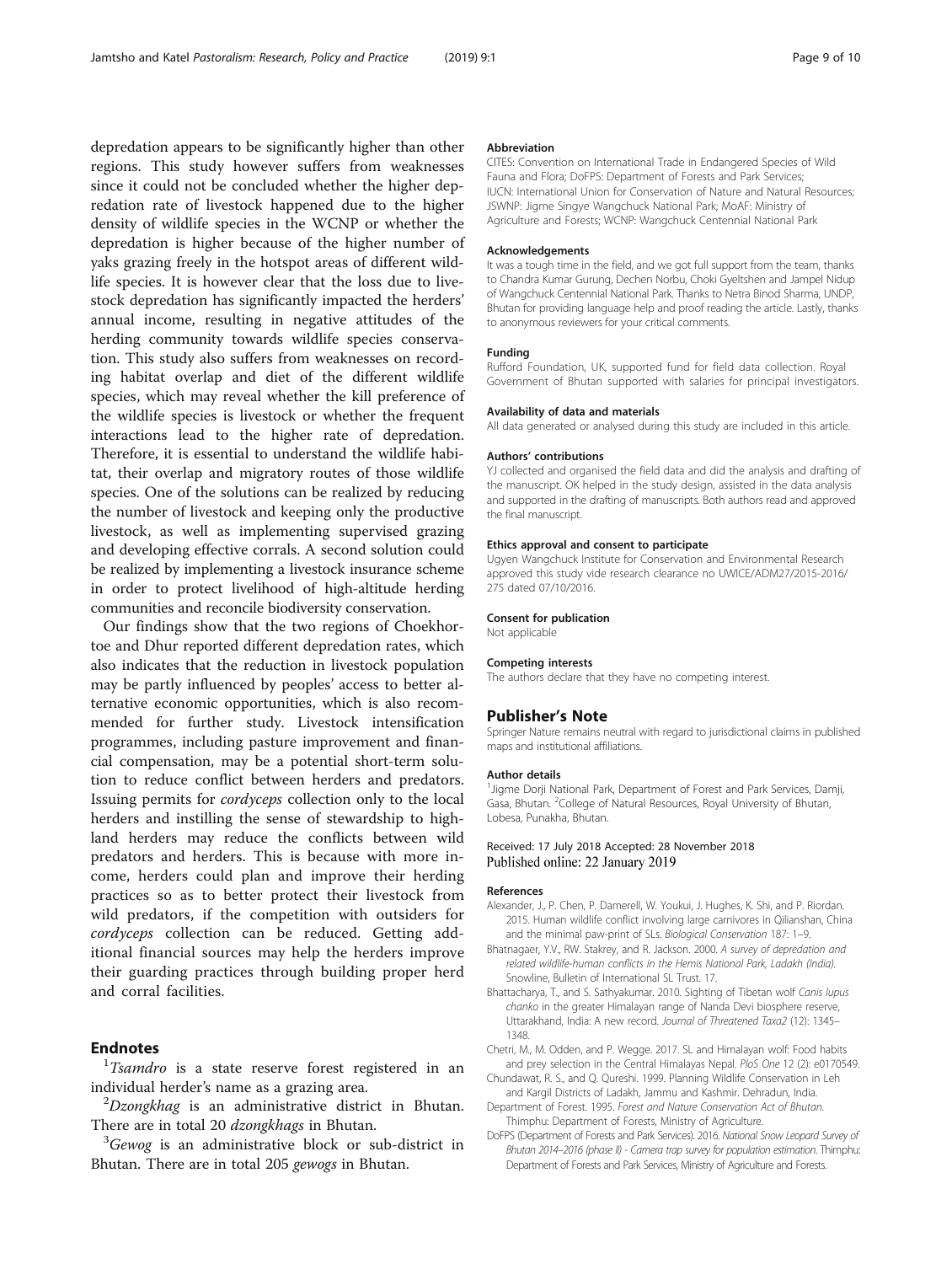depredation appears to be significantly higher than other regions. This study however suffers from weaknesses since it could not be concluded whether the higher depredation rate of livestock happened due to the higher density of wildlife species in the WCNP or whether the depredation is higher because of the higher number of yaks grazing freely in the hotspot areas of different wildlife species. It is however clear that the loss due to livestock depredation has significantly impacted the herders' annual income, resulting in negative attitudes of the herding community towards wildlife species conservation. This study also suffers from weaknesses on recording habitat overlap and diet of the different wildlife species, which may reveal whether the kill preference of the wildlife species is livestock or whether the frequent interactions lead to the higher rate of depredation. Therefore, it is essential to understand the wildlife habitat, their overlap and migratory routes of those wildlife species. One of the solutions can be realized by reducing the number of livestock and keeping only the productive livestock, as well as implementing supervised grazing and developing effective corrals. A second solution could be realized by implementing a livestock insurance scheme in order to protect livelihood of high-altitude herding communities and reconcile biodiversity conservation.

Our findings show that the two regions of Choekhortoe and Dhur reported different depredation rates, which also indicates that the reduction in livestock population may be partly influenced by peoples' access to better alternative economic opportunities, which is also recommended for further study. Livestock intensification programmes, including pasture improvement and financial compensation, may be a potential short-term solution to reduce conflict between herders and predators. Issuing permits for *cordyceps* collection only to the local herders and instilling the sense of stewardship to highland herders may reduce the conflicts between wild predators and herders. This is because with more income, herders could plan and improve their herding practices so as to better protect their livestock from wild predators, if the competition with outsiders for *cordyceps* collection can be reduced. Getting additional financial sources may help the herders improve their guarding practices through building proper herd and corral facilities.

## Endnotes

[1] *Tsamdro* is a state reserve forest registered in an individual herder's name as a grazing area.

[2] *Dzongkhag* is an administrative district in Bhutan. There are in total 20 *dzongkhags* in Bhutan.

[3] *Gewog* is an administrative block or sub-district in Bhutan. There are in total 205 *gewogs* in Bhutan.

#### Abbreviation

CITES: Convention on International Trade in Endangered Species of Wild Fauna and Flora; DoFPS: Department of Forests and Park Services; IUCN: International Union for Conservation of Nature and Natural Resources; JSWNP: Jigme Singye Wangchuck National Park; MoAF: Ministry of Agriculture and Forests; WCNP: Wangchuck Centennial National Park

#### Acknowledgements

It was a tough time in the field, and we got full support from the team, thanks to Chandra Kumar Gurung, Dechen Norbu, Choki Gyeltshen and Jampel Nidup of Wangchuck Centennial National Park. Thanks to Netra Binod Sharma, UNDP, Bhutan for providing language help and proof reading the article. Lastly, thanks to anonymous reviewers for your critical comments.

#### Funding

Rufford Foundation, UK, supported fund for field data collection. Royal Government of Bhutan supported with salaries for principal investigators.

#### Availability of data and materials

All data generated or analysed during this study are included in this article.

#### Authors' contributions

YJ collected and organised the field data and did the analysis and drafting of the manuscript. OK helped in the study design, assisted in the data analysis and supported in the drafting of manuscripts. Both authors read and approved the final manuscript.

#### Ethics approval and consent to participate

Ugyen Wangchuck Institute for Conservation and Environmental Research approved this study vide research clearance no UWICE/ADM27/2015-2016/275 dated 07/10/2016.

#### Consent for publication

Not applicable

#### Competing interests

The authors declare that they have no competing interest.

## Publisher's Note

Springer Nature remains neutral with regard to jurisdictional claims in published maps and institutional affiliations.

#### Author details

[1] Jigme Dorji National Park, Department of Forest and Park Services, Damji, Gasa, Bhutan. [2] College of Natural Resources, Royal University of Bhutan, Lobesa, Punakha, Bhutan.

Received: 17 July 2018 Accepted: 28 November 2018
Published online: 22 January 2019

#### References

Alexander, J., P. Chen, P. Damerell, W. Youkui, J. Hughes, K. Shi, and P. Riordan. 2015. Human wildlife conflict involving large carnivores in Qilianshan, China and the minimal paw-print of SLs. *Biological Conservation* 187: 1–9.

Bhatnagaer, Y.V., RW. Stakrey, and R. Jackson. 2000. *A survey of depredation and related wildlife-human conflicts in the Hemis National Park, Ladakh (India)*. Snowline, Bulletin of International SL Trust. 17.

Bhattacharya, T., and S. Sathyakumar. 2010. Sighting of Tibetan wolf *Canis lupus chanko* in the greater Himalayan range of Nanda Devi biosphere reserve, Uttarakhand, India: A new record. *Journal of Threatened Taxa*2 (12): 1345–1348.

Chetri, M., M. Odden, and P. Wegge. 2017. SL and Himalayan wolf: Food habits and prey selection in the Central Himalayas Nepal. *PloS One* 12 (2): e0170549.

Chundawat, R. S., and Q. Qureshi. 1999. Planning Wildlife Conservation in Leh and Kargil Districts of Ladakh, Jammu and Kashmir. Dehradun, India.

Department of Forest. 1995. *Forest and Nature Conservation Act of Bhutan*. Thimphu: Department of Forests, Ministry of Agriculture.

DoFPS (Department of Forests and Park Services). 2016. *National Snow Leopard Survey of Bhutan 2014–2016 (phase II) - Camera trap survey for population estimation*. Thimphu: Department of Forests and Park Services, Ministry of Agriculture and Forests.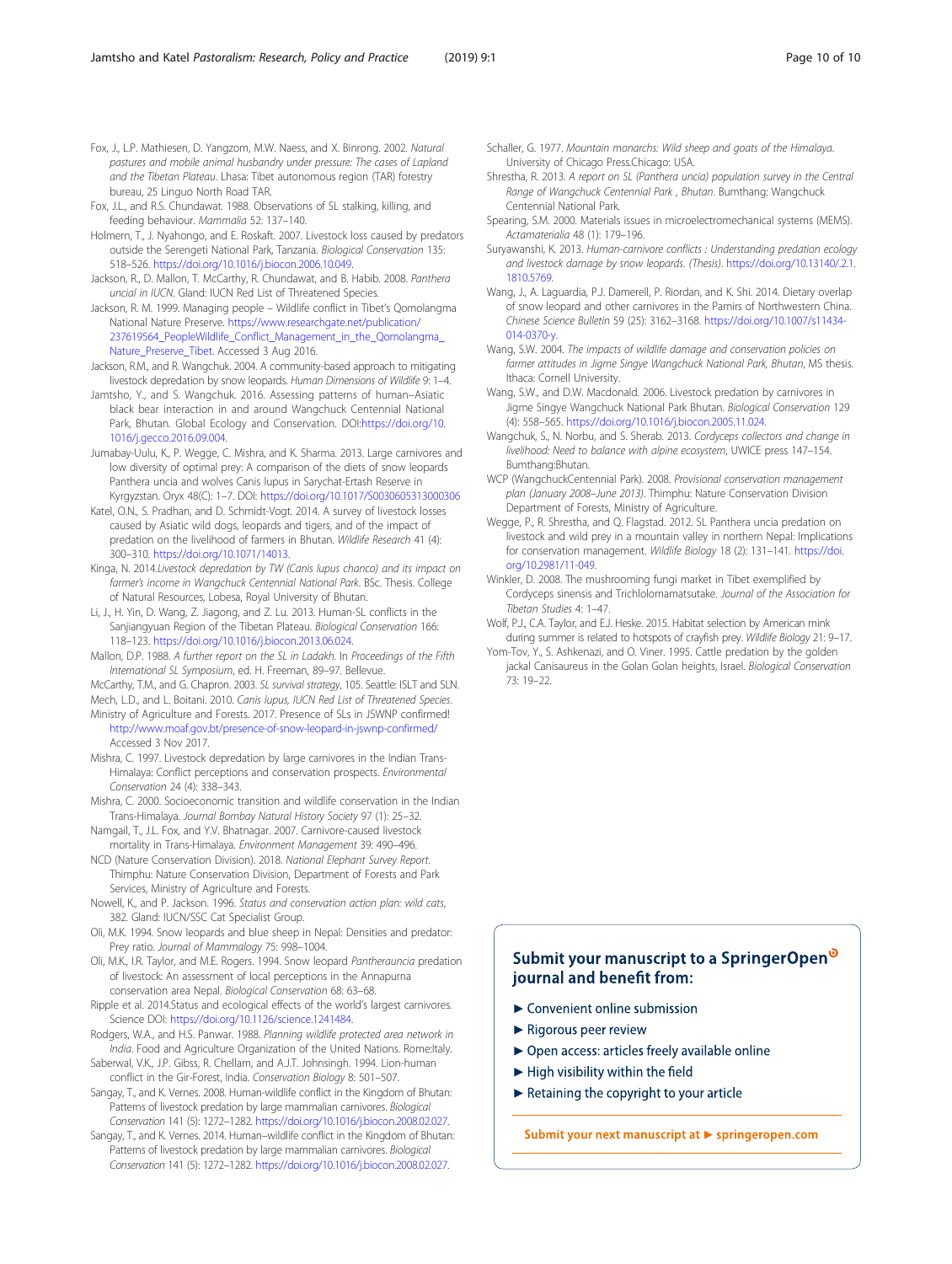Fox, J., L.P. Mathiesen, D. Yangzom, M.W. Naess, and X. Binrong. 2002. *Natural pastures and mobile animal husbandry under pressure: The cases of Lapland and the Tibetan Plateau*. Lhasa: Tibet autonomous region (TAR) forestry bureau, 25 Linguo North Road TAR.

Fox, J.L., and R.S. Chundawat. 1988. Observations of SL stalking, killing, and feeding behaviour. *Mammalia* 52: 137–140.

Holmern, T., J. Nyahongo, and E. Roskaft. 2007. Livestock loss caused by predators outside the Serengeti National Park, Tanzania. *Biological Conservation* 135: 518–526. https://doi.org/10.1016/j.biocon.2006.10.049.

Jackson, R., D. Mallon, T. McCarthy, R. Chundawat, and B. Habib. 2008. *Panthera uncial in IUCN*. Gland: IUCN Red List of Threatened Species.

Jackson, R. M. 1999. Managing people – Wildlife conflict in Tibet's Qomolangma National Nature Preserve. https://www.researchgate.net/publication/237619564_PeopleWildlife_Conflict_Management_in_the_Qomolangma_Nature_Preserve_Tibet. Accessed 3 Aug 2016.

Jackson, R.M., and R. Wangchuk. 2004. A community-based approach to mitigating livestock depredation by snow leopards. *Human Dimensions of Wildlife* 9: 1–4.

Jamtsho, Y., and S. Wangchuk. 2016. Assessing patterns of human–Asiatic black bear interaction in and around Wangchuck Centennial National Park, Bhutan. Global Ecology and Conservation. DOI:https://doi.org/10.1016/j.gecco.2016.09.004.

Jumabay-Uulu, K., P. Wegge, C. Mishra, and K. Sharma. 2013. Large carnivores and low diversity of optimal prey: A comparison of the diets of snow leopards Panthera uncia and wolves Canis lupus in Sarychat-Ertash Reserve in Kyrgyzstan. Oryx 48(C): 1–7. DOI: https://doi.org/10.1017/S0030605313000306

Katel, O.N., S. Pradhan, and D. Schmidt-Vogt. 2014. A survey of livestock losses caused by Asiatic wild dogs, leopards and tigers, and of the impact of predation on the livelihood of farmers in Bhutan. *Wildlife Research* 41 (4): 300–310. https://doi.org/10.1071/14013.

Kinga, N. 2014.*Livestock depredation by TW (Canis lupus chanco) and its impact on farmer's income in Wangchuck Centennial National Park*. BSc. Thesis. College of Natural Resources, Lobesa, Royal University of Bhutan.

Li, J., H. Yin, D. Wang, Z. Jiagong, and Z. Lu. 2013. Human-SL conflicts in the Sanjiangyuan Region of the Tibetan Plateau. *Biological Conservation* 166: 118–123. https://doi.org/10.1016/j.biocon.2013.06.024.

Mallon, D.P. 1988. *A further report on the SL in Ladakh*. In *Proceedings of the Fifth International SL Symposium*, ed. H. Freeman, 89–97. Bellevue.

McCarthy, T.M., and G. Chapron. 2003. *SL survival strategy*, 105. Seattle: ISLT and SLN.

Mech, L.D., and L. Boitani. 2010. *Canis lupus, IUCN Red List of Threatened Species*.

Ministry of Agriculture and Forests. 2017. Presence of SLs in JSWNP confirmed! http://www.moaf.gov.bt/presence-of-snow-leopard-in-jswnp-confirmed/ Accessed 3 Nov 2017.

Mishra, C. 1997. Livestock depredation by large carnivores in the Indian Trans-Himalaya: Conflict perceptions and conservation prospects. *Environmental Conservation* 24 (4): 338–343.

Mishra, C. 2000. Socioeconomic transition and wildlife conservation in the Indian Trans-Himalaya. *Journal Bombay Natural History Society* 97 (1): 25–32.

Namgail, T., J.L. Fox, and Y.V. Bhatnagar. 2007. Carnivore-caused livestock mortality in Trans-Himalaya. *Environment Management* 39: 490–496.

NCD (Nature Conservation Division). 2018. *National Elephant Survey Report*. Thimphu: Nature Conservation Division, Department of Forests and Park Services, Ministry of Agriculture and Forests.

Nowell, K., and P. Jackson. 1996. *Status and conservation action plan: wild cats*, 382. Gland: IUCN/SSC Cat Specialist Group.

Oli, M.K. 1994. Snow leopards and blue sheep in Nepal: Densities and predator: Prey ratio. *Journal of Mammalogy* 75: 998–1004.

Oli, M.K., I.R. Taylor, and M.E. Rogers. 1994. Snow leopard *Pantherauncia* predation of livestock: An assessment of local perceptions in the Annapurna conservation area Nepal. *Biological Conservation* 68: 63–68.

Ripple et al. 2014.Status and ecological effects of the world's largest carnivores. Science DOI: https://doi.org/10.1126/science.1241484.

Rodgers, W.A., and H.S. Panwar. 1988. *Planning wildlife protected area network in India*. Food and Agriculture Organization of the United Nations. Rome:Italy.

Saberwal, V.K., J.P. Gibss, R. Chellam, and A.J.T. Johnsingh. 1994. Lion-human conflict in the Gir-Forest, India. *Conservation Biology* 8: 501–507.

Sangay, T., and K. Vernes. 2008. Human-wildlife conflict in the Kingdom of Bhutan: Patterns of livestock predation by large mammalian carnivores. *Biological Conservation* 141 (5): 1272–1282. https://doi.org/10.1016/j.biocon.2008.02.027.

Sangay, T., and K. Vernes. 2014. Human–wildlife conflict in the Kingdom of Bhutan: Patterns of livestock predation by large mammalian carnivores. *Biological Conservation* 141 (5): 1272–1282. https://doi.org/10.1016/j.biocon.2008.02.027.

Schaller, G. 1977. *Mountain monarchs: Wild sheep and goats of the Himalaya*. University of Chicago Press.Chicago: USA.

Shrestha, R. 2013. *A report on SL (Panthera uncia) population survey in the Central Range of Wangchuck Centennial Park , Bhutan*. Bumthang: Wangchuck Centennial National Park.

Spearing, S.M. 2000. Materials issues in microelectromechanical systems (MEMS). *Actamaterialia* 48 (1): 179–196.

Suryawanshi, K. 2013. *Human-carnivore conflicts : Understanding predation ecology and livestock damage by snow leopards. (Thesis)*. https://doi.org/10.13140/.2.1.1810.5769.

Wang, J., A. Laguardia, P.J. Damerell, P. Riordan, and K. Shi. 2014. Dietary overlap of snow leopard and other carnivores in the Pamirs of Northwestern China. *Chinese Science Bulletin* 59 (25): 3162–3168. https://doi.org/10.1007/s11434-014-0370-y.

Wang, S.W. 2004. *The impacts of wildlife damage and conservation policies on farmer attitudes in Jigme Singye Wangchuck National Park, Bhutan*, MS thesis. Ithaca: Cornell University.

Wang, S.W., and D.W. Macdonald. 2006. Livestock predation by carnivores in Jigme Singye Wangchuck National Park Bhutan. *Biological Conservation* 129 (4): 558–565. https://doi.org/10.1016/j.biocon.2005.11.024.

Wangchuk, S., N. Norbu, and S. Sherab. 2013. *Cordyceps collectors and change in livelihood: Need to balance with alpine ecosystem*, UWICE press 147–154. Bumthang:Bhutan.

WCP (WangchuckCentennial Park). 2008. *Provisional conservation management plan (January 2008–June 2013)*. Thimphu: Nature Conservation Division Department of Forests, Ministry of Agriculture.

Wegge, P., R. Shrestha, and Q. Flagstad. 2012. SL Panthera uncia predation on livestock and wild prey in a mountain valley in northern Nepal: Implications for conservation management. *Wildlife Biology* 18 (2): 131–141. https://doi.org/10.2981/11-049.

Winkler, D. 2008. The mushrooming fungi market in Tibet exemplified by Cordyceps sinensis and Trichlolomamatsutake. *Journal of the Association for Tibetan Studies* 4: 1–47.

Wolf, P.J., C.A. Taylor, and E.J. Heske. 2015. Habitat selection by American mink during summer is related to hotspots of crayfish prey. *Wildlife Biology* 21: 9–17.

Yom-Tov, Y., S. Ashkenazi, and O. Viner. 1995. Cattle predation by the golden jackal Canisaureus in the Golan Golan heights, Israel. *Biological Conservation* 73: 19–22.

**Submit your manuscript to a SpringerOpen journal and benefit from:**

- ► Convenient online submission
- ► Rigorous peer review
- ► Open access: articles freely available online
- ► High visibility within the field
- ► Retaining the copyright to your article

**Submit your next manuscript at ► springeropen.com**